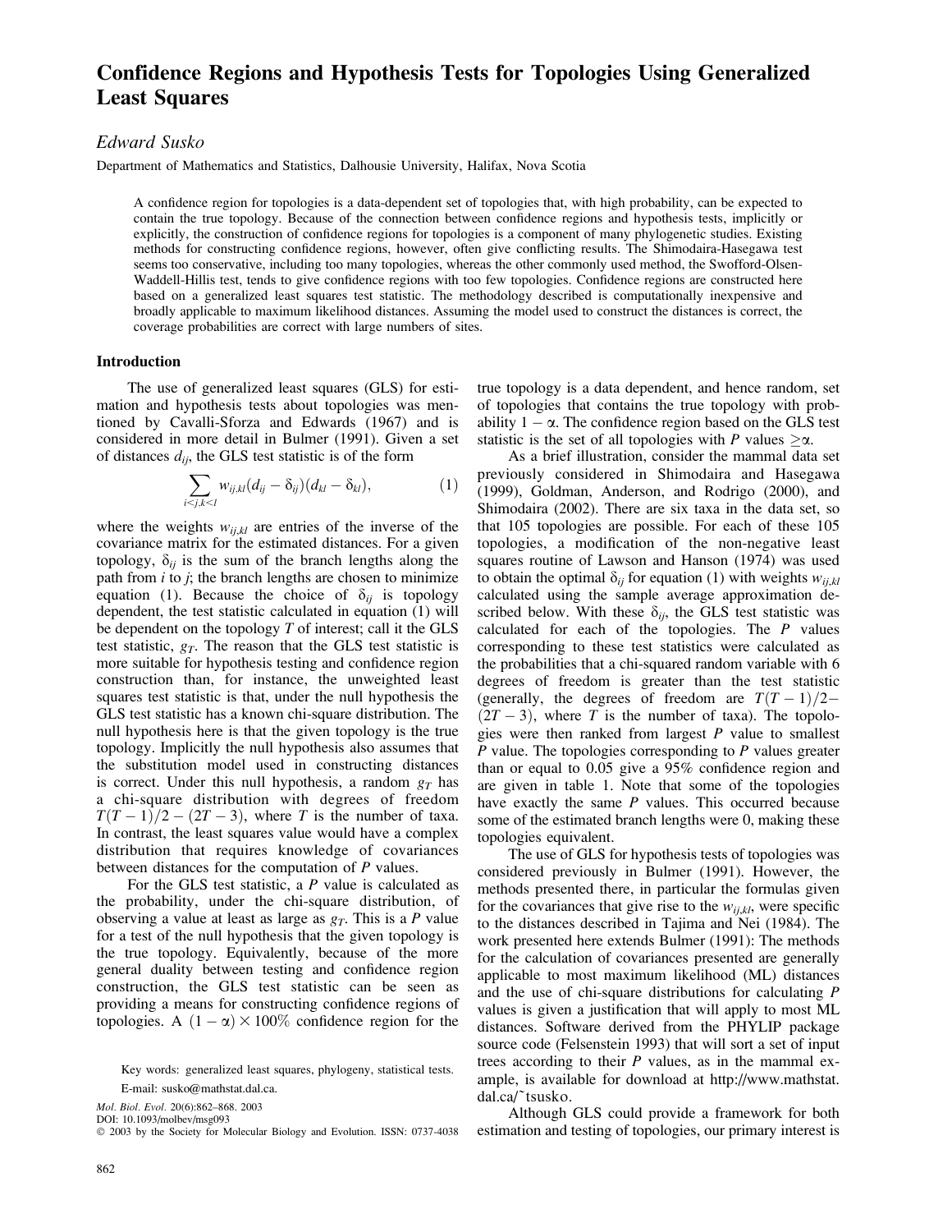# Confidence Regions and Hypothesis Tests for Topologies Using Generalized Least Squares

*Edward Susko*

Department of Mathematics and Statistics, Dalhousie University, Halifax, Nova Scotia

A confidence region for topologies is a data-dependent set of topologies that, with high probability, can be expected to contain the true topology. Because of the connection between confidence regions and hypothesis tests, implicitly or explicitly, the construction of confidence regions for topologies is a component of many phylogenetic studies. Existing methods for constructing confidence regions, however, often give conflicting results. The Shimodaira-Hasegawa test seems too conservative, including too many topologies, whereas the other commonly used method, the Swofford-Olsen-Waddell-Hillis test, tends to give confidence regions with too few topologies. Confidence regions are constructed here based on a generalized least squares test statistic. The methodology described is computationally inexpensive and broadly applicable to maximum likelihood distances. Assuming the model used to construct the distances is correct, the coverage probabilities are correct with large numbers of sites.

## Introduction

The use of generalized least squares (GLS) for estimation and hypothesis tests about topologies was mentioned by Cavalli-Sforza and Edwards (1967) and is considered in more detail in Bulmer (1991). Given a set of distances $d_{ij}$, the GLS test statistic is of the form

$$\sum_{i<j,k<l} w_{ij,kl}(d_{ij} - \delta_{ij})(d_{kl} - \delta_{kl}), \qquad (1)$$

where the weights $w_{ij,kl}$ are entries of the inverse of the covariance matrix for the estimated distances. For a given topology, $\delta_{ij}$ is the sum of the branch lengths along the path from $i$ to $j$; the branch lengths are chosen to minimize equation (1). Because the choice of $\delta_{ij}$ is topology dependent, the test statistic calculated in equation (1) will be dependent on the topology $T$ of interest; call it the GLS test statistic, $g_T$. The reason that the GLS test statistic is more suitable for hypothesis testing and confidence region construction than, for instance, the unweighted least squares test statistic is that, under the null hypothesis the GLS test statistic has a known chi-square distribution. The null hypothesis here is that the given topology is the true topology. Implicitly the null hypothesis also assumes that the substitution model used in constructing distances is correct. Under this null hypothesis, a random $g_T$ has a chi-square distribution with degrees of freedom $T(T-1)/2 - (2T-3)$, where $T$ is the number of taxa. In contrast, the least squares value would have a complex distribution that requires knowledge of covariances between distances for the computation of $P$ values.

For the GLS test statistic, a $P$ value is calculated as the probability, under the chi-square distribution, of observing a value at least as large as $g_T$. This is a $P$ value for a test of the null hypothesis that the given topology is the true topology. Equivalently, because of the more general duality between testing and confidence region construction, the GLS test statistic can be seen as providing a means for constructing confidence regions of topologies. A $(1-\alpha) \times 100\%$ confidence region for the true topology is a data dependent, and hence random, set of topologies that contains the true topology with probability $1-\alpha$. The confidence region based on the GLS test statistic is the set of all topologies with $P$ values $\geq \alpha$.

As a brief illustration, consider the mammal data set previously considered in Shimodaira and Hasegawa (1999), Goldman, Anderson, and Rodrigo (2000), and Shimodaira (2002). There are six taxa in the data set, so that 105 topologies are possible. For each of these 105 topologies, a modification of the non-negative least squares routine of Lawson and Hanson (1974) was used to obtain the optimal $\delta_{ij}$ for equation (1) with weights $w_{ij,kl}$ calculated using the sample average approximation described below. With these $\delta_{ij}$, the GLS test statistic was calculated for each of the topologies. The $P$ values corresponding to these test statistics were calculated as the probabilities that a chi-squared random variable with 6 degrees of freedom is greater than the test statistic (generally, the degrees of freedom are $T(T-1)/2 - (2T-3)$, where $T$ is the number of taxa). The topologies were then ranked from largest $P$ value to smallest $P$ value. The topologies corresponding to $P$ values greater than or equal to 0.05 give a 95% confidence region and are given in table 1. Note that some of the topologies have exactly the same $P$ values. This occurred because some of the estimated branch lengths were 0, making these topologies equivalent.

The use of GLS for hypothesis tests of topologies was considered previously in Bulmer (1991). However, the methods presented there, in particular the formulas given for the covariances that give rise to the $w_{ij,kl}$, were specific to the distances described in Tajima and Nei (1984). The work presented here extends Bulmer (1991): The methods for the calculation of covariances presented are generally applicable to most maximum likelihood (ML) distances and the use of chi-square distributions for calculating $P$ values is given a justification that will apply to most ML distances. Software derived from the PHYLIP package source code (Felsenstein 1993) that will sort a set of input trees according to their $P$ values, as in the mammal example, is available for download at http://www.mathstat.dal.ca/~tsusko.

Although GLS could provide a framework for both estimation and testing of topologies, our primary interest is

Key words: generalized least squares, phylogeny, statistical tests.

E-mail: susko@mathstat.dal.ca.

*Mol. Biol. Evol.* 20(6):862–868. 2003
DOI: 10.1093/molbev/msg093
© 2003 by the Society for Molecular Biology and Evolution. ISSN: 0737-4038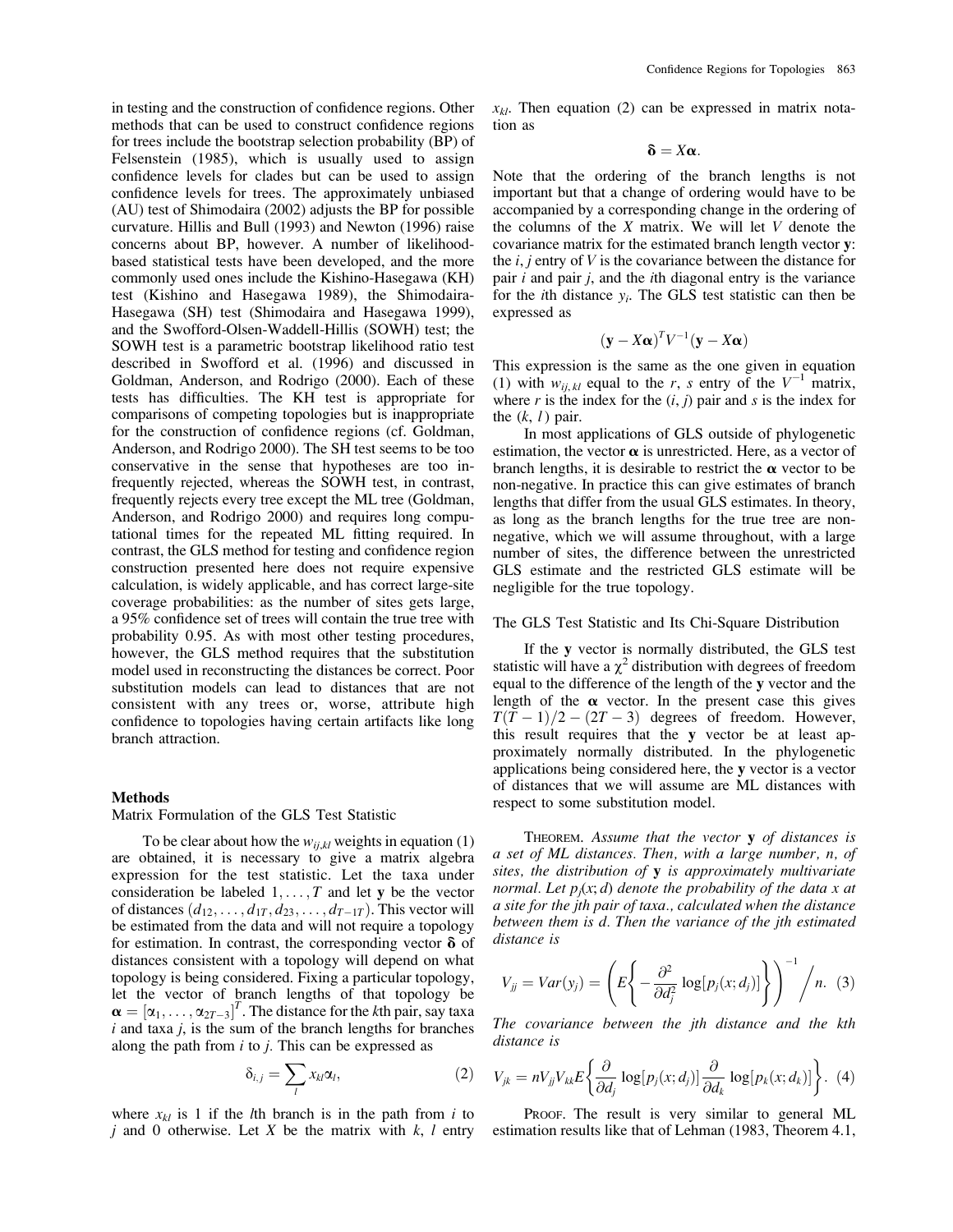in testing and the construction of confidence regions. Other methods that can be used to construct confidence regions for trees include the bootstrap selection probability (BP) of Felsenstein (1985), which is usually used to assign confidence levels for clades but can be used to assign confidence levels for trees. The approximately unbiased (AU) test of Shimodaira (2002) adjusts the BP for possible curvature. Hillis and Bull (1993) and Newton (1996) raise concerns about BP, however. A number of likelihood-based statistical tests have been developed, and the more commonly used ones include the Kishino-Hasegawa (KH) test (Kishino and Hasegawa 1989), the Shimodaira-Hasegawa (SH) test (Shimodaira and Hasegawa 1999), and the Swofford-Olsen-Waddell-Hillis (SOWH) test; the SOWH test is a parametric bootstrap likelihood ratio test described in Swofford et al. (1996) and discussed in Goldman, Anderson, and Rodrigo (2000). Each of these tests has difficulties. The KH test is appropriate for comparisons of competing topologies but is inappropriate for the construction of confidence regions (cf. Goldman, Anderson, and Rodrigo 2000). The SH test seems to be too conservative in the sense that hypotheses are too infrequently rejected, whereas the SOWH test, in contrast, frequently rejects every tree except the ML tree (Goldman, Anderson, and Rodrigo 2000) and requires long computational times for the repeated ML fitting required. In contrast, the GLS method for testing and confidence region construction presented here does not require expensive calculation, is widely applicable, and has correct large-site coverage probabilities: as the number of sites gets large, a 95% confidence set of trees will contain the true tree with probability 0.95. As with most other testing procedures, however, the GLS method requires that the substitution model used in reconstructing the distances be correct. Poor substitution models can lead to distances that are not consistent with any trees or, worse, attribute high confidence to topologies having certain artifacts like long branch attraction.

## Methods

### Matrix Formulation of the GLS Test Statistic

To be clear about how the $w_{ij,kl}$ weights in equation (1) are obtained, it is necessary to give a matrix algebra expression for the test statistic. Let the taxa under consideration be labeled $1, \ldots, T$ and let $\mathbf{y}$ be the vector of distances $(d_{12}, \ldots, d_{1T}, d_{23}, \ldots, d_{T-1T})$. This vector will be estimated from the data and will not require a topology for estimation. In contrast, the corresponding vector $\boldsymbol{\delta}$ of distances consistent with a topology will depend on what topology is being considered. Fixing a particular topology, let the vector of branch lengths of that topology be $\boldsymbol{\alpha} = [\alpha_1, \ldots, \alpha_{2T-3}]^T$. The distance for the $k$th pair, say taxa $i$ and taxa $j$, is the sum of the branch lengths for branches along the path from $i$ to $j$. This can be expressed as

$$\delta_{i,j} = \sum_l x_{kl}\alpha_l, \tag{2}$$

where $x_{kl}$ is 1 if the $l$th branch is in the path from $i$ to $j$ and 0 otherwise. Let $X$ be the matrix with $k$, $l$ entry $x_{kl}$. Then equation (2) can be expressed in matrix notation as

$$\boldsymbol{\delta} = X\boldsymbol{\alpha}.$$

Note that the ordering of the branch lengths is not important but that a change of ordering would have to be accompanied by a corresponding change in the ordering of the columns of the $X$ matrix. We will let $V$ denote the covariance matrix for the estimated branch length vector $\mathbf{y}$: the $i$, $j$ entry of $V$ is the covariance between the distance for pair $i$ and pair $j$, and the $i$th diagonal entry is the variance for the $i$th distance $y_i$. The GLS test statistic can then be expressed as

$$(\mathbf{y} - X\boldsymbol{\alpha})^T V^{-1}(\mathbf{y} - X\boldsymbol{\alpha})$$

This expression is the same as the one given in equation (1) with $w_{ij,kl}$ equal to the $r$, $s$ entry of the $V^{-1}$ matrix, where $r$ is the index for the $(i, j)$ pair and $s$ is the index for the $(k, l)$ pair.

In most applications of GLS outside of phylogenetic estimation, the vector $\boldsymbol{\alpha}$ is unrestricted. Here, as a vector of branch lengths, it is desirable to restrict the $\boldsymbol{\alpha}$ vector to be non-negative. In practice this can give estimates of branch lengths that differ from the usual GLS estimates. In theory, as long as the branch lengths for the true tree are non-negative, which we will assume throughout, with a large number of sites, the difference between the unrestricted GLS estimate and the restricted GLS estimate will be negligible for the true topology.

### The GLS Test Statistic and Its Chi-Square Distribution

If the $\mathbf{y}$ vector is normally distributed, the GLS test statistic will have a $\chi^2$ distribution with degrees of freedom equal to the difference of the length of the $\mathbf{y}$ vector and the length of the $\boldsymbol{\alpha}$ vector. In the present case this gives $T(T-1)/2 - (2T-3)$ degrees of freedom. However, this result requires that the $\mathbf{y}$ vector be at least approximately normally distributed. In the phylogenetic applications being considered here, the $\mathbf{y}$ vector is a vector of distances that we will assume are ML distances with respect to some substitution model.

THEOREM. *Assume that the vector* $\mathbf{y}$ *of distances is a set of ML distances. Then, with a large number, n, of sites, the distribution of* $\mathbf{y}$ *is approximately multivariate normal. Let* $p_j(x; d)$ *denote the probability of the data x at a site for the jth pair of taxa., calculated when the distance between them is d. Then the variance of the jth estimated distance is*

$$V_{jj} = Var(y_j) = \left( E\left\{ -\frac{\partial^2}{\partial d_j^2} \log[p_j(x; d_j)] \right\} \right)^{-1} \Big/ n. \tag{3}$$

*The covariance between the jth distance and the kth distance is*

$$V_{jk} = nV_{jj}V_{kk}E\left\{ \frac{\partial}{\partial d_j} \log[p_j(x; d_j)] \frac{\partial}{\partial d_k} \log[p_k(x; d_k)] \right\}. \tag{4}$$

PROOF. The result is very similar to general ML estimation results like that of Lehman (1983, Theorem 4.1,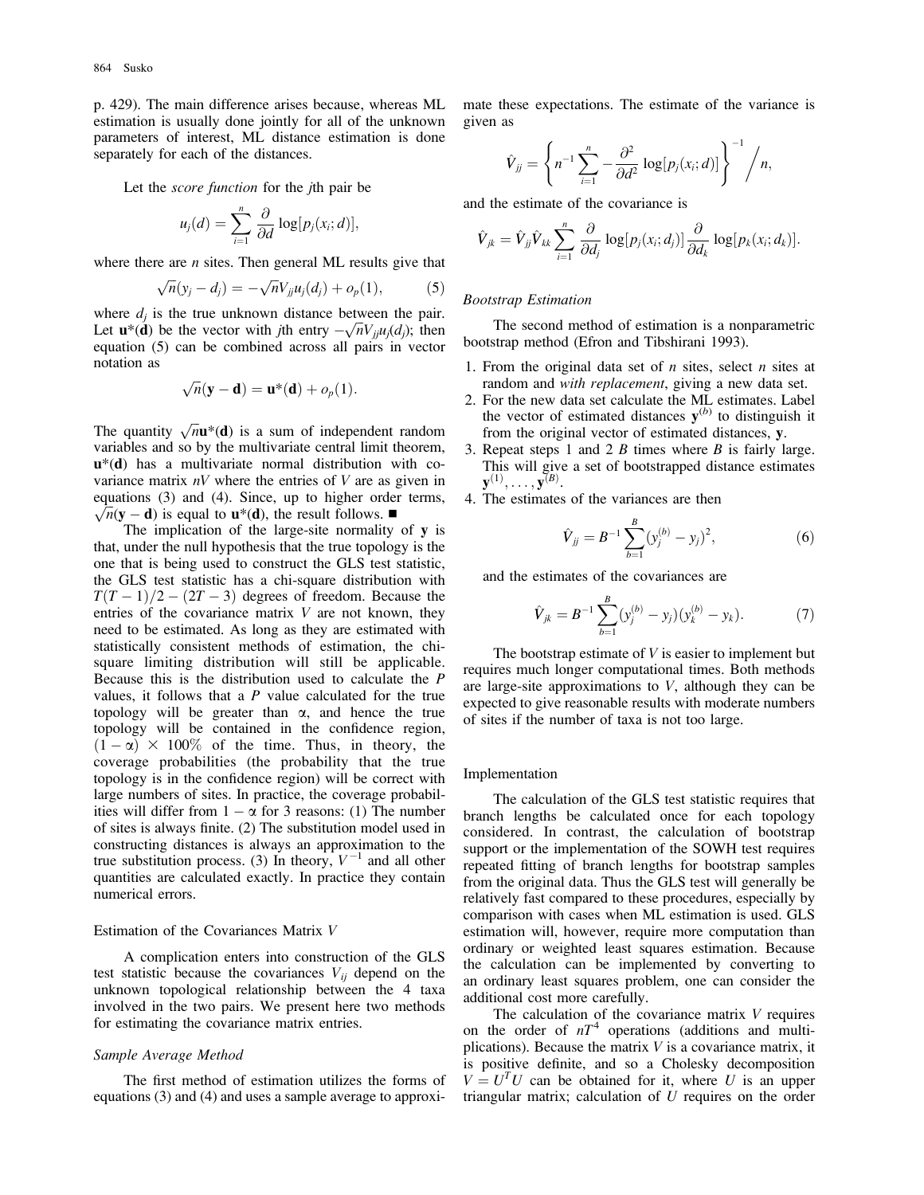p. 429). The main difference arises because, whereas ML estimation is usually done jointly for all of the unknown parameters of interest, ML distance estimation is done separately for each of the distances.

Let the *score function* for the $j$th pair be

$$u_j(d) = \sum_{i=1}^{n} \frac{\partial}{\partial d} \log[p_j(x_i; d)],$$

where there are $n$ sites. Then general ML results give that

$$\sqrt{n}(y_j - d_j) = -\sqrt{n} V_{jj} u_j(d_j) + o_p(1), \tag{5}$$

where $d_j$ is the true unknown distance between the pair. Let $\mathbf{u}^*(\mathbf{d})$ be the vector with $j$th entry $-\sqrt{n} V_{jj} u_j(d_j)$; then equation (5) can be combined across all pairs in vector notation as

$$\sqrt{n}(\mathbf{y} - \mathbf{d}) = \mathbf{u}^*(\mathbf{d}) + o_p(1).$$

The quantity $\sqrt{n}\mathbf{u}^*(\mathbf{d})$ is a sum of independent random variables and so by the multivariate central limit theorem, $\mathbf{u}^*(\mathbf{d})$ has a multivariate normal distribution with covariance matrix $nV$ where the entries of $V$ are as given in equations (3) and (4). Since, up to higher order terms, $\sqrt{n}(\mathbf{y} - \mathbf{d})$ is equal to $\mathbf{u}^*(\mathbf{d})$, the result follows. ■

The implication of the large-site normality of $\mathbf{y}$ is that, under the null hypothesis that the true topology is the one that is being used to construct the GLS test statistic, the GLS test statistic has a chi-square distribution with $T(T-1)/2 - (2T-3)$ degrees of freedom. Because the entries of the covariance matrix $V$ are not known, they need to be estimated. As long as they are estimated with statistically consistent methods of estimation, the chi-square limiting distribution will still be applicable. Because this is the distribution used to calculate the $P$ values, it follows that a $P$ value calculated for the true topology will be greater than $\alpha$, and hence the true topology will be contained in the confidence region, $(1 - \alpha) \times 100\%$ of the time. Thus, in theory, the coverage probabilities (the probability that the true topology is in the confidence region) will be correct with large numbers of sites. In practice, the coverage probabilities will differ from $1 - \alpha$ for 3 reasons: (1) The number of sites is always finite. (2) The substitution model used in constructing distances is always an approximation to the true substitution process. (3) In theory, $V^{-1}$ and all other quantities are calculated exactly. In practice they contain numerical errors.

## Estimation of the Covariances Matrix $V$

A complication enters into construction of the GLS test statistic because the covariances $V_{ij}$ depend on the unknown topological relationship between the 4 taxa involved in the two pairs. We present here two methods for estimating the covariance matrix entries.

### *Sample Average Method*

The first method of estimation utilizes the forms of equations (3) and (4) and uses a sample average to approximate these expectations. The estimate of the variance is given as

$$\hat{V}_{jj} = \left\{ n^{-1} \sum_{i=1}^{n} -\frac{\partial^2}{\partial d^2} \log[p_j(x_i; d)] \right\}^{-1} \Big/ n,$$

and the estimate of the covariance is

$$\hat{V}_{jk} = \hat{V}_{jj} \hat{V}_{kk} \sum_{i=1}^{n} \frac{\partial}{\partial d_j} \log[p_j(x_i; d_j)] \frac{\partial}{\partial d_k} \log[p_k(x_i; d_k)].$$

### *Bootstrap Estimation*

The second method of estimation is a nonparametric bootstrap method (Efron and Tibshirani 1993).

1. From the original data set of $n$ sites, select $n$ sites at random and *with replacement*, giving a new data set.
2. For the new data set calculate the ML estimates. Label the vector of estimated distances $\mathbf{y}^{(b)}$ to distinguish it from the original vector of estimated distances, $\mathbf{y}$.
3. Repeat steps 1 and 2 $B$ times where $B$ is fairly large. This will give a set of bootstrapped distance estimates $\mathbf{y}^{(1)}, \ldots, \mathbf{y}^{(B)}$.
4. The estimates of the variances are then

$$\hat{V}_{jj} = B^{-1} \sum_{b=1}^{B} (y_j^{(b)} - y_j)^2, \tag{6}$$

and the estimates of the covariances are

$$\hat{V}_{jk} = B^{-1} \sum_{b=1}^{B} (y_j^{(b)} - y_j)(y_k^{(b)} - y_k). \tag{7}$$

The bootstrap estimate of $V$ is easier to implement but requires much longer computational times. Both methods are large-site approximations to $V$, although they can be expected to give reasonable results with moderate numbers of sites if the number of taxa is not too large.

## Implementation

The calculation of the GLS test statistic requires that branch lengths be calculated once for each topology considered. In contrast, the calculation of bootstrap support or the implementation of the SOWH test requires repeated fitting of branch lengths for bootstrap samples from the original data. Thus the GLS test will generally be relatively fast compared to these procedures, especially by comparison with cases when ML estimation is used. GLS estimation will, however, require more computation than ordinary or weighted least squares estimation. Because the calculation can be implemented by converting to an ordinary least squares problem, one can consider the additional cost more carefully.

The calculation of the covariance matrix $V$ requires on the order of $nT^4$ operations (additions and multiplications). Because the matrix $V$ is a covariance matrix, it is positive definite, and so a Cholesky decomposition $V = U^T U$ can be obtained for it, where $U$ is an upper triangular matrix; calculation of $U$ requires on the order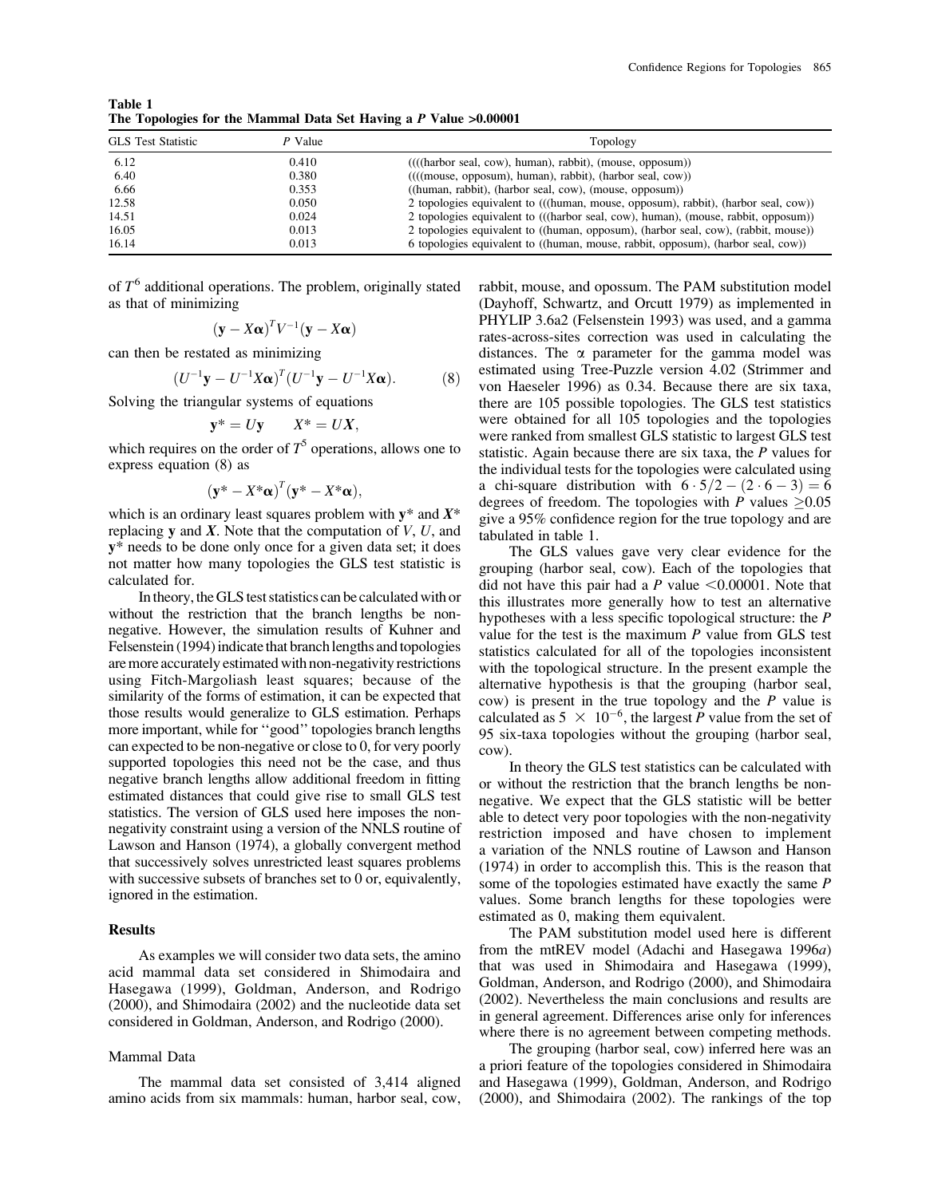**Table 1**
**The Topologies for the Mammal Data Set Having a P Value >0.00001**

| GLS Test Statistic | P Value | Topology |
|---|---|---|
| 6.12 | 0.410 | ((((harbor seal, cow), human), rabbit), (mouse, opposum)) |
| 6.40 | 0.380 | ((((mouse, opposum), human), rabbit), (harbor seal, cow)) |
| 6.66 | 0.353 | ((human, rabbit), (harbor seal, cow), (mouse, opposum)) |
| 12.58 | 0.050 | 2 topologies equivalent to (((human, mouse, opposum), rabbit), (harbor seal, cow)) |
| 14.51 | 0.024 | 2 topologies equivalent to (((harbor seal, cow), human), (mouse, rabbit, opposum)) |
| 16.05 | 0.013 | 2 topologies equivalent to ((human, opposum), (harbor seal, cow), (rabbit, mouse)) |
| 16.14 | 0.013 | 6 topologies equivalent to ((human, mouse, rabbit, opposum), (harbor seal, cow)) |

of $T^6$ additional operations. The problem, originally stated as that of minimizing

$$(\mathbf{y} - X\boldsymbol{\alpha})^T V^{-1} (\mathbf{y} - X\boldsymbol{\alpha})$$

can then be restated as minimizing

$$(U^{-1}\mathbf{y} - U^{-1}X\boldsymbol{\alpha})^T (U^{-1}\mathbf{y} - U^{-1}X\boldsymbol{\alpha}). \tag{8}$$

Solving the triangular systems of equations

$$\mathbf{y}^* = U\mathbf{y} \qquad X^* = UX,$$

which requires on the order of $T^5$ operations, allows one to express equation (8) as

$$(\mathbf{y}^* - X^*\boldsymbol{\alpha})^T (\mathbf{y}^* - X^*\boldsymbol{\alpha}),$$

which is an ordinary least squares problem with $\mathbf{y}^*$ and $X^*$ replacing $\mathbf{y}$ and $X$. Note that the computation of $V$, $U$, and $\mathbf{y}^*$ needs to be done only once for a given data set; it does not matter how many topologies the GLS test statistic is calculated for.

In theory, the GLS test statistics can be calculated with or without the restriction that the branch lengths be non-negative. However, the simulation results of Kuhner and Felsenstein (1994) indicate that branch lengths and topologies are more accurately estimated with non-negativity restrictions using Fitch-Margoliash least squares; because of the similarity of the forms of estimation, it can be expected that those results would generalize to GLS estimation. Perhaps more important, while for "good" topologies branch lengths can expected to be non-negative or close to 0, for very poorly supported topologies this need not be the case, and thus negative branch lengths allow additional freedom in fitting estimated distances that could give rise to small GLS test statistics. The version of GLS used here imposes the non-negativity constraint using a version of the NNLS routine of Lawson and Hanson (1974), a globally convergent method that successively solves unrestricted least squares problems with successive subsets of branches set to 0 or, equivalently, ignored in the estimation.

## Results

As examples we will consider two data sets, the amino acid mammal data set considered in Shimodaira and Hasegawa (1999), Goldman, Anderson, and Rodrigo (2000), and Shimodaira (2002) and the nucleotide data set considered in Goldman, Anderson, and Rodrigo (2000).

### Mammal Data

The mammal data set consisted of 3,414 aligned amino acids from six mammals: human, harbor seal, cow, rabbit, mouse, and opossum. The PAM substitution model (Dayhoff, Schwartz, and Orcutt 1979) as implemented in PHYLIP 3.6a2 (Felsenstein 1993) was used, and a gamma rates-across-sites correction was used in calculating the distances. The $\alpha$ parameter for the gamma model was estimated using Tree-Puzzle version 4.02 (Strimmer and von Haeseler 1996) as 0.34. Because there are six taxa, there are 105 possible topologies. The GLS test statistics were obtained for all 105 topologies and the topologies were ranked from smallest GLS statistic to largest GLS test statistic. Again because there are six taxa, the $P$ values for the individual tests for the topologies were calculated using a chi-square distribution with $6 \cdot 5/2 - (2 \cdot 6 - 3) = 6$ degrees of freedom. The topologies with $P$ values $\geq 0.05$ give a 95% confidence region for the true topology and are tabulated in table 1.

The GLS values gave very clear evidence for the grouping (harbor seal, cow). Each of the topologies that did not have this pair had a $P$ value $<0.00001$. Note that this illustrates more generally how to test an alternative hypotheses with a less specific topological structure: the $P$ value for the test is the maximum $P$ value from GLS test statistics calculated for all of the topologies inconsistent with the topological structure. In the present example the alternative hypothesis is that the grouping (harbor seal, cow) is present in the true topology and the $P$ value is calculated as $5 \times 10^{-6}$, the largest $P$ value from the set of 95 six-taxa topologies without the grouping (harbor seal, cow).

In theory the GLS test statistics can be calculated with or without the restriction that the branch lengths be non-negative. We expect that the GLS statistic will be better able to detect very poor topologies with the non-negativity restriction imposed and have chosen to implement a variation of the NNLS routine of Lawson and Hanson (1974) in order to accomplish this. This is the reason that some of the topologies estimated have exactly the same $P$ values. Some branch lengths for these topologies were estimated as 0, making them equivalent.

The PAM substitution model used here is different from the mtREV model (Adachi and Hasegawa 1996*a*) that was used in Shimodaira and Hasegawa (1999), Goldman, Anderson, and Rodrigo (2000), and Shimodaira (2002). Nevertheless the main conclusions and results are in general agreement. Differences arise only for inferences where there is no agreement between competing methods.

The grouping (harbor seal, cow) inferred here was an a priori feature of the topologies considered in Shimodaira and Hasegawa (1999), Goldman, Anderson, and Rodrigo (2000), and Shimodaira (2002). The rankings of the top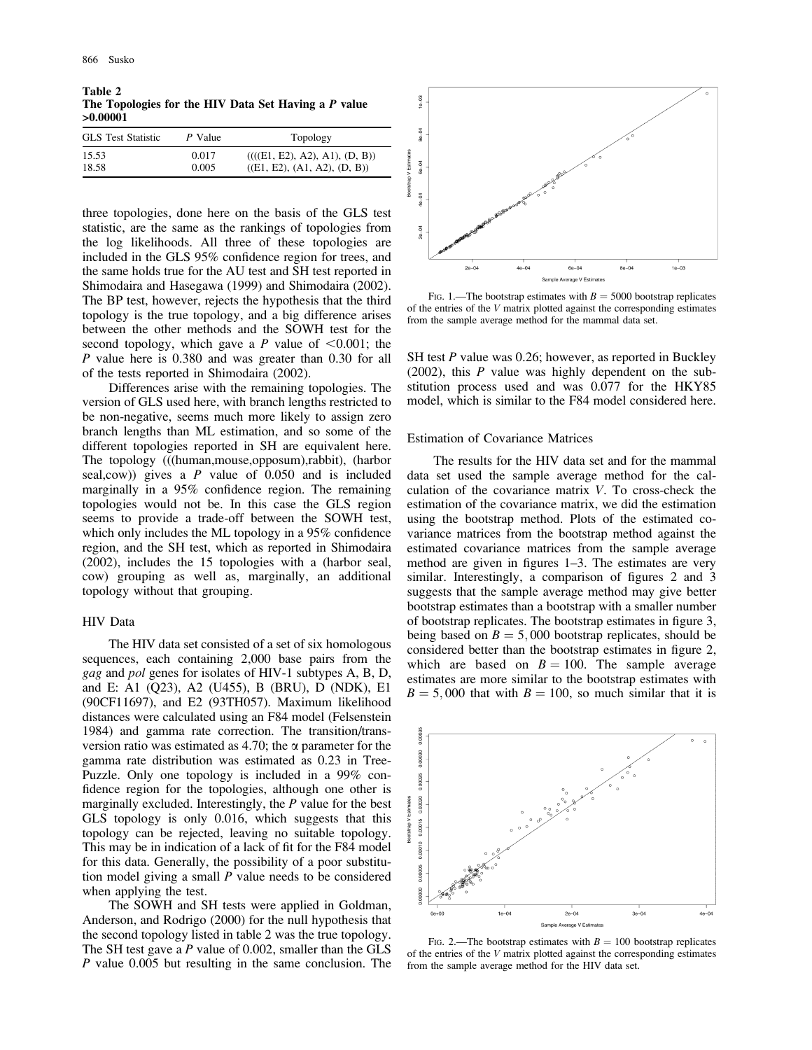**Table 2**
**The Topologies for the HIV Data Set Having a *P* value >0.00001**

| GLS Test Statistic | *P* Value | Topology |
|---|---|---|
| 15.53 | 0.017 | ((((E1, E2), A2), A1), (D, B)) |
| 18.58 | 0.005 | ((E1, E2), (A1, A2), (D, B)) |

three topologies, done here on the basis of the GLS test statistic, are the same as the rankings of topologies from the log likelihoods. All three of these topologies are included in the GLS 95% confidence region for trees, and the same holds true for the AU test and SH test reported in Shimodaira and Hasegawa (1999) and Shimodaira (2002). The BP test, however, rejects the hypothesis that the third topology is the true topology, and a big difference arises between the other methods and the SOWH test for the second topology, which gave a *P* value of <0.001; the *P* value here is 0.380 and was greater than 0.30 for all of the tests reported in Shimodaira (2002).

Differences arise with the remaining topologies. The version of GLS used here, with branch lengths restricted to be non-negative, seems much more likely to assign zero branch lengths than ML estimation, and so some of the different topologies reported in SH are equivalent here. The topology (((human,mouse,opposum),rabbit), (harbor seal,cow)) gives a *P* value of 0.050 and is included marginally in a 95% confidence region. The remaining topologies would not be. In this case the GLS region seems to provide a trade-off between the SOWH test, which only includes the ML topology in a 95% confidence region, and the SH test, which as reported in Shimodaira (2002), includes the 15 topologies with a (harbor seal, cow) grouping as well as, marginally, an additional topology without that grouping.

### HIV Data

The HIV data set consisted of a set of six homologous sequences, each containing 2,000 base pairs from the *gag* and *pol* genes for isolates of HIV-1 subtypes A, B, D, and E: A1 (Q23), A2 (U455), B (BRU), D (NDK), E1 (90CF11697), and E2 (93TH057). Maximum likelihood distances were calculated using an F84 model (Felsenstein 1984) and gamma rate correction. The transition/transversion ratio was estimated as 4.70; the $\alpha$ parameter for the gamma rate distribution was estimated as 0.23 in Tree-Puzzle. Only one topology is included in a 99% confidence region for the topologies, although one other is marginally excluded. Interestingly, the *P* value for the best GLS topology is only 0.016, which suggests that this topology can be rejected, leaving no suitable topology. This may be in indication of a lack of fit for the F84 model for this data. Generally, the possibility of a poor substitution model giving a small *P* value needs to be considered when applying the test.

The SOWH and SH tests were applied in Goldman, Anderson, and Rodrigo (2000) for the null hypothesis that the second topology listed in table 2 was the true topology. The SH test gave a *P* value of 0.002, smaller than the GLS *P* value 0.005 but resulting in the same conclusion. The SH test *P* value was 0.26; however, as reported in Buckley (2002), this *P* value was highly dependent on the substitution process used and was 0.077 for the HKY85 model, which is similar to the F84 model considered here.

FIG. 1.—The bootstrap estimates with $B = 5000$ bootstrap replicates of the entries of the $V$ matrix plotted against the corresponding estimates from the sample average method for the mammal data set.

### Estimation of Covariance Matrices

The results for the HIV data set and for the mammal data set used the sample average method for the calculation of the covariance matrix $V$. To cross-check the estimation of the covariance matrix, we did the estimation using the bootstrap method. Plots of the estimated covariance matrices from the bootstrap method against the estimated covariance matrices from the sample average method are given in figures 1–3. The estimates are very similar. Interestingly, a comparison of figures 2 and 3 suggests that the sample average method may give better bootstrap estimates than a bootstrap with a smaller number of bootstrap replicates. The bootstrap estimates in figure 3, being based on $B = 5,000$ bootstrap replicates, should be considered better than the bootstrap estimates in figure 2, which are based on $B = 100$. The sample average estimates are more similar to the bootstrap estimates with $B = 5,000$ that with $B = 100$, so much similar that it is

FIG. 2.—The bootstrap estimates with $B = 100$ bootstrap replicates of the entries of the $V$ matrix plotted against the corresponding estimates from the sample average method for the HIV data set.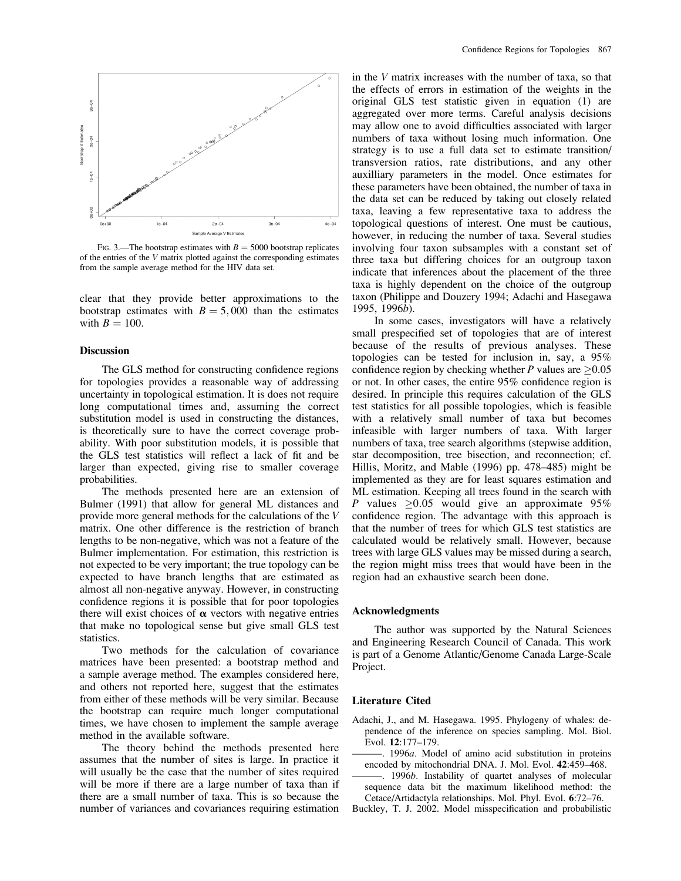FIG. 3.—The bootstrap estimates with $B = 5000$ bootstrap replicates of the entries of the $V$ matrix plotted against the corresponding estimates from the sample average method for the HIV data set.

clear that they provide better approximations to the bootstrap estimates with $B = 5,000$ than the estimates with $B = 100$.

### Discussion

The GLS method for constructing confidence regions for topologies provides a reasonable way of addressing uncertainty in topological estimation. It is does not require long computational times and, assuming the correct substitution model is used in constructing the distances, is theoretically sure to have the correct coverage probability. With poor substitution models, it is possible that the GLS test statistics will reflect a lack of fit and be larger than expected, giving rise to smaller coverage probabilities.

The methods presented here are an extension of Bulmer (1991) that allow for general ML distances and provide more general methods for the calculations of the $V$ matrix. One other difference is the restriction of branch lengths to be non-negative, which was not a feature of the Bulmer implementation. For estimation, this restriction is not expected to be very important; the true topology can be expected to have branch lengths that are estimated as almost all non-negative anyway. However, in constructing confidence regions it is possible that for poor topologies there will exist choices of $\boldsymbol{\alpha}$ vectors with negative entries that make no topological sense but give small GLS test statistics.

Two methods for the calculation of covariance matrices have been presented: a bootstrap method and a sample average method. The examples considered here, and others not reported here, suggest that the estimates from either of these methods will be very similar. Because the bootstrap can require much longer computational times, we have chosen to implement the sample average method in the available software.

The theory behind the methods presented here assumes that the number of sites is large. In practice it will usually be the case that the number of sites required will be more if there are a large number of taxa than if there are a small number of taxa. This is so because the number of variances and covariances requiring estimation in the $V$ matrix increases with the number of taxa, so that the effects of errors in estimation of the weights in the original GLS test statistic given in equation (1) are aggregated over more terms. Careful analysis decisions may allow one to avoid difficulties associated with larger numbers of taxa without losing much information. One strategy is to use a full data set to estimate transition/transversion ratios, rate distributions, and any other auxilliary parameters in the model. Once estimates for these parameters have been obtained, the number of taxa in the data set can be reduced by taking out closely related taxa, leaving a few representative taxa to address the topological questions of interest. One must be cautious, however, in reducing the number of taxa. Several studies involving four taxon subsamples with a constant set of three taxa but differing choices for an outgroup taxon indicate that inferences about the placement of the three taxa is highly dependent on the choice of the outgroup taxon (Philippe and Douzery 1994; Adachi and Hasegawa 1995, 1996*b*).

In some cases, investigators will have a relatively small prespecified set of topologies that are of interest because of the results of previous analyses. These topologies can be tested for inclusion in, say, a 95% confidence region by checking whether $P$ values are $\geq 0.05$ or not. In other cases, the entire 95% confidence region is desired. In principle this requires calculation of the GLS test statistics for all possible topologies, which is feasible with a relatively small number of taxa but becomes infeasible with larger numbers of taxa. With larger numbers of taxa, tree search algorithms (stepwise addition, star decomposition, tree bisection, and reconnection; cf. Hillis, Moritz, and Mable (1996) pp. 478–485) might be implemented as they are for least squares estimation and ML estimation. Keeping all trees found in the search with $P$ values $\geq 0.05$ would give an approximate 95% confidence region. The advantage with this approach is that the number of trees for which GLS test statistics are calculated would be relatively small. However, because trees with large GLS values may be missed during a search, the region might miss trees that would have been in the region had an exhaustive search been done.

### Acknowledgments

The author was supported by the Natural Sciences and Engineering Research Council of Canada. This work is part of a Genome Atlantic/Genome Canada Large-Scale Project.

### Literature Cited

Adachi, J., and M. Hasegawa. 1995. Phylogeny of whales: dependence of the inference on species sampling. Mol. Biol. Evol. **12**:177–179.

———. 1996*a*. Model of amino acid substitution in proteins encoded by mitochondrial DNA. J. Mol. Evol. **42**:459–468.

———. 1996*b*. Instability of quartet analyses of molecular sequence data bit the maximum likelihood method: the Cetace/Artidactyla relationships. Mol. Phyl. Evol. **6**:72–76.

Buckley, T. J. 2002. Model misspecification and probabilistic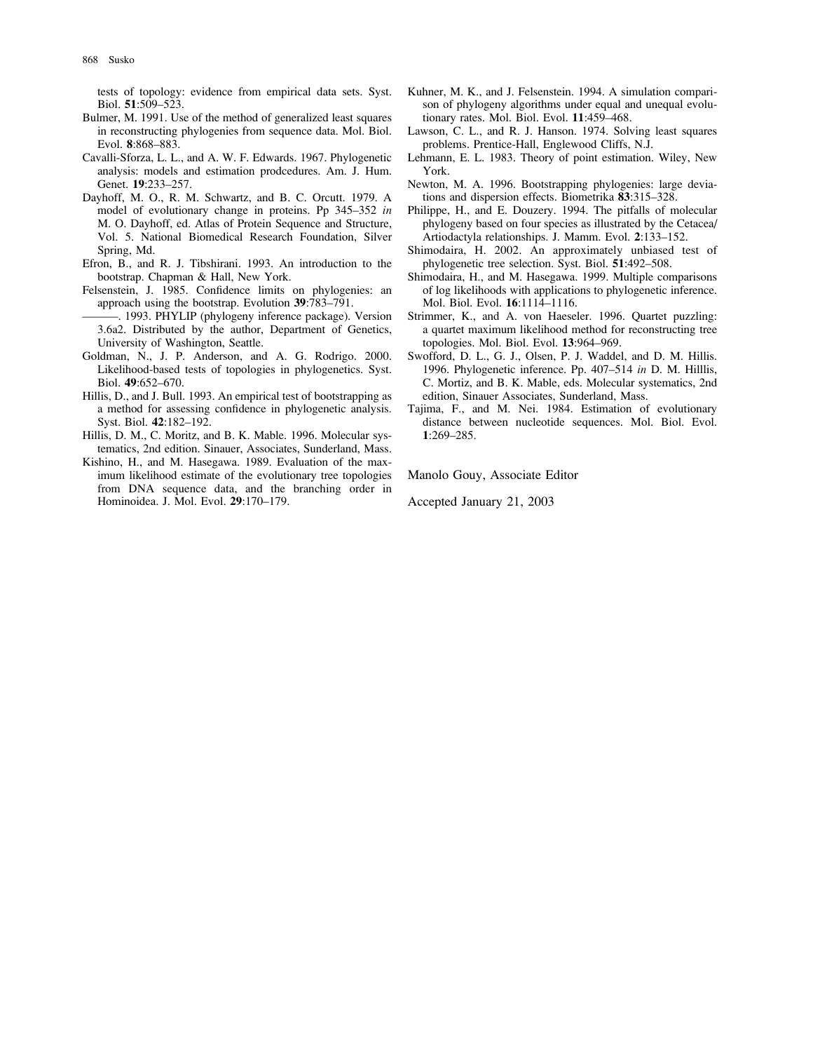tests of topology: evidence from empirical data sets. Syst. Biol. **51**:509–523.

Bulmer, M. 1991. Use of the method of generalized least squares in reconstructing phylogenies from sequence data. Mol. Biol. Evol. **8**:868–883.

Cavalli-Sforza, L. L., and A. W. F. Edwards. 1967. Phylogenetic analysis: models and estimation prodcedures. Am. J. Hum. Genet. **19**:233–257.

Dayhoff, M. O., R. M. Schwartz, and B. C. Orcutt. 1979. A model of evolutionary change in proteins. Pp 345–352 *in* M. O. Dayhoff, ed. Atlas of Protein Sequence and Structure, Vol. 5. National Biomedical Research Foundation, Silver Spring, Md.

Efron, B., and R. J. Tibshirani. 1993. An introduction to the bootstrap. Chapman & Hall, New York.

Felsenstein, J. 1985. Confidence limits on phylogenies: an approach using the bootstrap. Evolution **39**:783–791.

———. 1993. PHYLIP (phylogeny inference package). Version 3.6a2. Distributed by the author, Department of Genetics, University of Washington, Seattle.

Goldman, N., J. P. Anderson, and A. G. Rodrigo. 2000. Likelihood-based tests of topologies in phylogenetics. Syst. Biol. **49**:652–670.

Hillis, D., and J. Bull. 1993. An empirical test of bootstrapping as a method for assessing confidence in phylogenetic analysis. Syst. Biol. **42**:182–192.

Hillis, D. M., C. Moritz, and B. K. Mable. 1996. Molecular systematics, 2nd edition. Sinauer, Associates, Sunderland, Mass.

Kishino, H., and M. Hasegawa. 1989. Evaluation of the maximum likelihood estimate of the evolutionary tree topologies from DNA sequence data, and the branching order in Hominoidea. J. Mol. Evol. **29**:170–179.

Kuhner, M. K., and J. Felsenstein. 1994. A simulation comparison of phylogeny algorithms under equal and unequal evolutionary rates. Mol. Biol. Evol. **11**:459–468.

Lawson, C. L., and R. J. Hanson. 1974. Solving least squares problems. Prentice-Hall, Englewood Cliffs, N.J.

Lehmann, E. L. 1983. Theory of point estimation. Wiley, New York.

Newton, M. A. 1996. Bootstrapping phylogenies: large deviations and dispersion effects. Biometrika **83**:315–328.

Philippe, H., and E. Douzery. 1994. The pitfalls of molecular phylogeny based on four species as illustrated by the Cetacea/Artiodactyla relationships. J. Mamm. Evol. **2**:133–152.

Shimodaira, H. 2002. An approximately unbiased test of phylogenetic tree selection. Syst. Biol. **51**:492–508.

Shimodaira, H., and M. Hasegawa. 1999. Multiple comparisons of log likelihoods with applications to phylogenetic inference. Mol. Biol. Evol. **16**:1114–1116.

Strimmer, K., and A. von Haeseler. 1996. Quartet puzzling: a quartet maximum likelihood method for reconstructing tree topologies. Mol. Biol. Evol. **13**:964–969.

Swofford, D. L., G. J., Olsen, P. J. Waddel, and D. M. Hillis. 1996. Phylogenetic inference. Pp. 407–514 *in* D. M. Hilllis, C. Mortiz, and B. K. Mable, eds. Molecular systematics, 2nd edition, Sinauer Associates, Sunderland, Mass.

Tajima, F., and M. Nei. 1984. Estimation of evolutionary distance between nucleotide sequences. Mol. Biol. Evol. **1**:269–285.

Manolo Gouy, Associate Editor

Accepted January 21, 2003